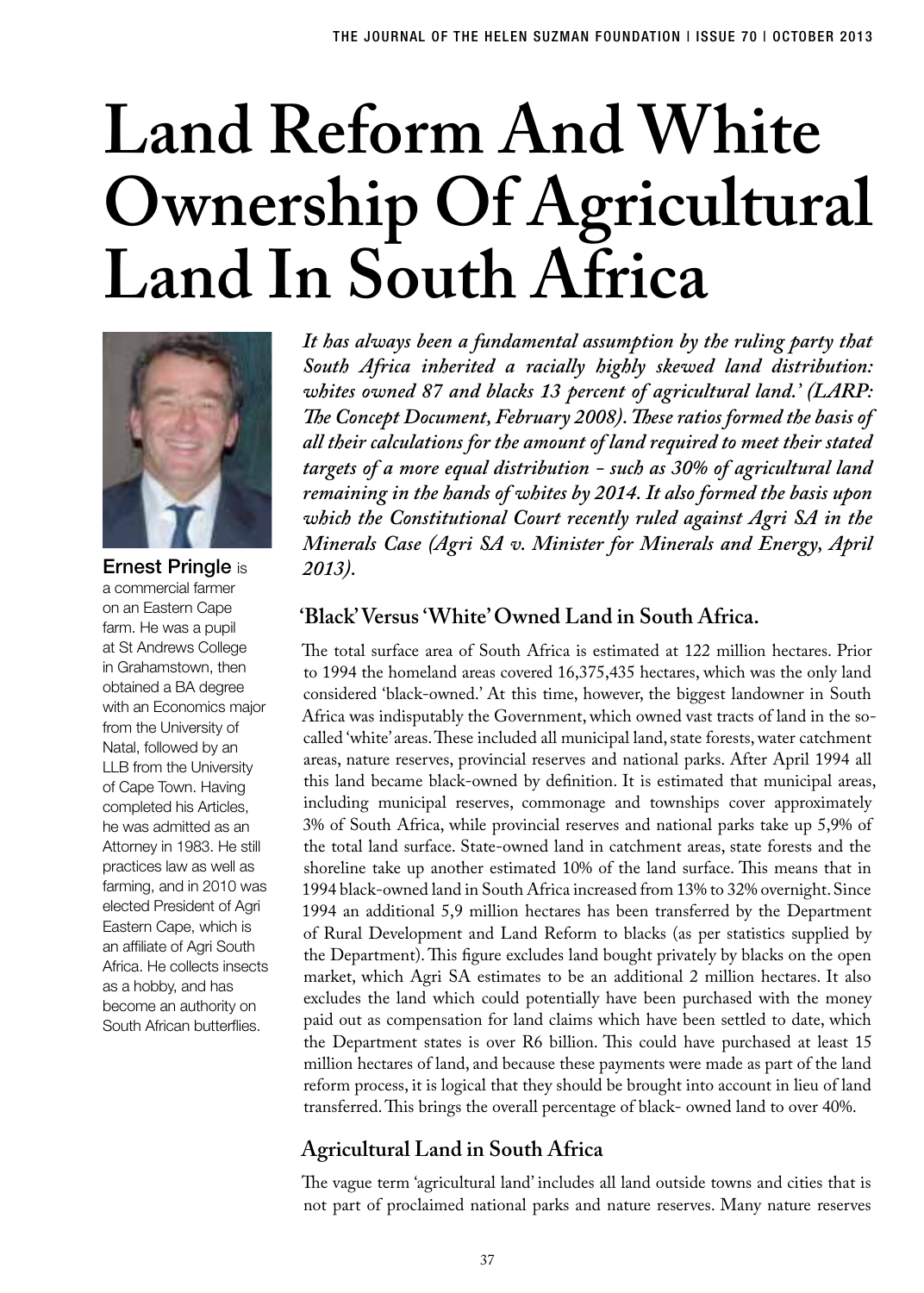# Land Reform And White Ownership Of Agricultural Land In South Africa

**Ernest Pringle** is a commercial farmer on an Eastern Cape farm. He was a pupil at St Andrews College in Grahamstown, then obtained a BA degree with an Economics major from the University of Natal, followed by an LLB from the University of Cape Town. Having completed his Articles, he was admitted as an Attorney in 1983. He still practices law as well as farming, and in 2010 was elected President of Agri Eastern Cape, which is an affiliate of Agri South Africa. He collects insects as a hobby, and has become an authority on South African butterflies.

***It has always been a fundamental assumption by the ruling party that South Africa inherited a racially highly skewed land distribution: whites owned 87 and blacks 13 percent of agricultural land.' (LARP: The Concept Document, February 2008). These ratios formed the basis of all their calculations for the amount of land required to meet their stated targets of a more equal distribution - such as 30% of agricultural land remaining in the hands of whites by 2014. It also formed the basis upon which the Constitutional Court recently ruled against Agri SA in the Minerals Case (Agri SA v. Minister for Minerals and Energy, April 2013).***

## 'Black' Versus 'White' Owned Land in South Africa.

The total surface area of South Africa is estimated at 122 million hectares. Prior to 1994 the homeland areas covered 16,375,435 hectares, which was the only land considered 'black-owned.' At this time, however, the biggest landowner in South Africa was indisputably the Government, which owned vast tracts of land in the so-called 'white' areas. These included all municipal land, state forests, water catchment areas, nature reserves, provincial reserves and national parks. After April 1994 all this land became black-owned by definition. It is estimated that municipal areas, including municipal reserves, commonage and townships cover approximately 3% of South Africa, while provincial reserves and national parks take up 5,9% of the total land surface. State-owned land in catchment areas, state forests and the shoreline take up another estimated 10% of the land surface. This means that in 1994 black-owned land in South Africa increased from 13% to 32% overnight. Since 1994 an additional 5,9 million hectares has been transferred by the Department of Rural Development and Land Reform to blacks (as per statistics supplied by the Department). This figure excludes land bought privately by blacks on the open market, which Agri SA estimates to be an additional 2 million hectares. It also excludes the land which could potentially have been purchased with the money paid out as compensation for land claims which have been settled to date, which the Department states is over R6 billion. This could have purchased at least 15 million hectares of land, and because these payments were made as part of the land reform process, it is logical that they should be brought into account in lieu of land transferred. This brings the overall percentage of black- owned land to over 40%.

## Agricultural Land in South Africa

The vague term 'agricultural land' includes all land outside towns and cities that is not part of proclaimed national parks and nature reserves. Many nature reserves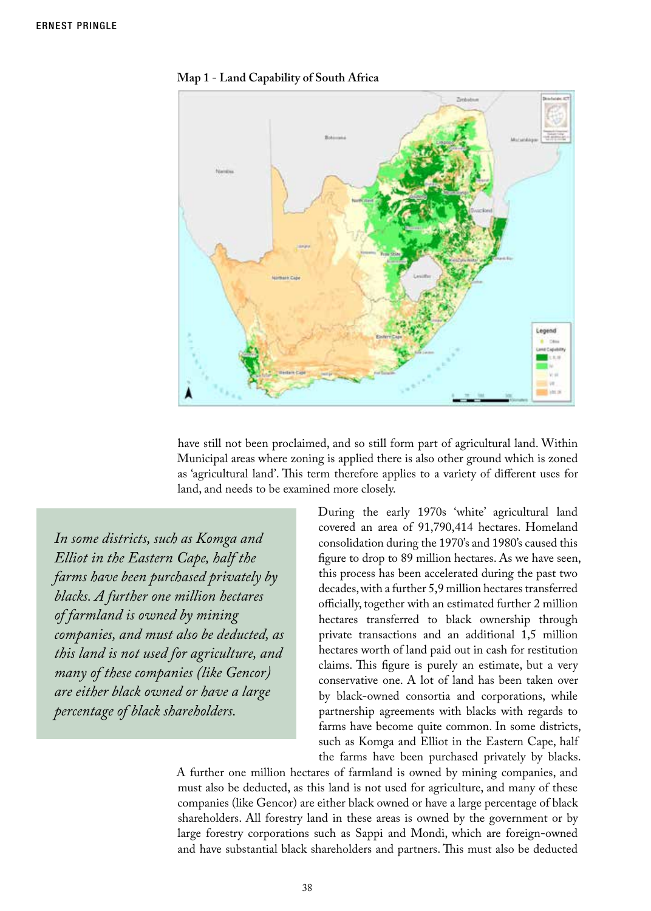**Map 1 - Land Capability of South Africa**

have still not been proclaimed, and so still form part of agricultural land. Within Municipal areas where zoning is applied there is also other ground which is zoned as 'agricultural land'. This term therefore applies to a variety of different uses for land, and needs to be examined more closely.

> *In some districts, such as Komga and Elliot in the Eastern Cape, half the farms have been purchased privately by blacks. A further one million hectares of farmland is owned by mining companies, and must also be deducted, as this land is not used for agriculture, and many of these companies (like Gencor) are either black owned or have a large percentage of black shareholders.*

During the early 1970s 'white' agricultural land covered an area of 91,790,414 hectares. Homeland consolidation during the 1970's and 1980's caused this figure to drop to 89 million hectares. As we have seen, this process has been accelerated during the past two decades, with a further 5,9 million hectares transferred officially, together with an estimated further 2 million hectares transferred to black ownership through private transactions and an additional 1,5 million hectares worth of land paid out in cash for restitution claims. This figure is purely an estimate, but a very conservative one. A lot of land has been taken over by black-owned consortia and corporations, while partnership agreements with blacks with regards to farms have become quite common. In some districts, such as Komga and Elliot in the Eastern Cape, half the farms have been purchased privately by blacks. A further one million hectares of farmland is owned by mining companies, and must also be deducted, as this land is not used for agriculture, and many of these companies (like Gencor) are either black owned or have a large percentage of black shareholders. All forestry land in these areas is owned by the government or by large forestry corporations such as Sappi and Mondi, which are foreign-owned and have substantial black shareholders and partners. This must also be deducted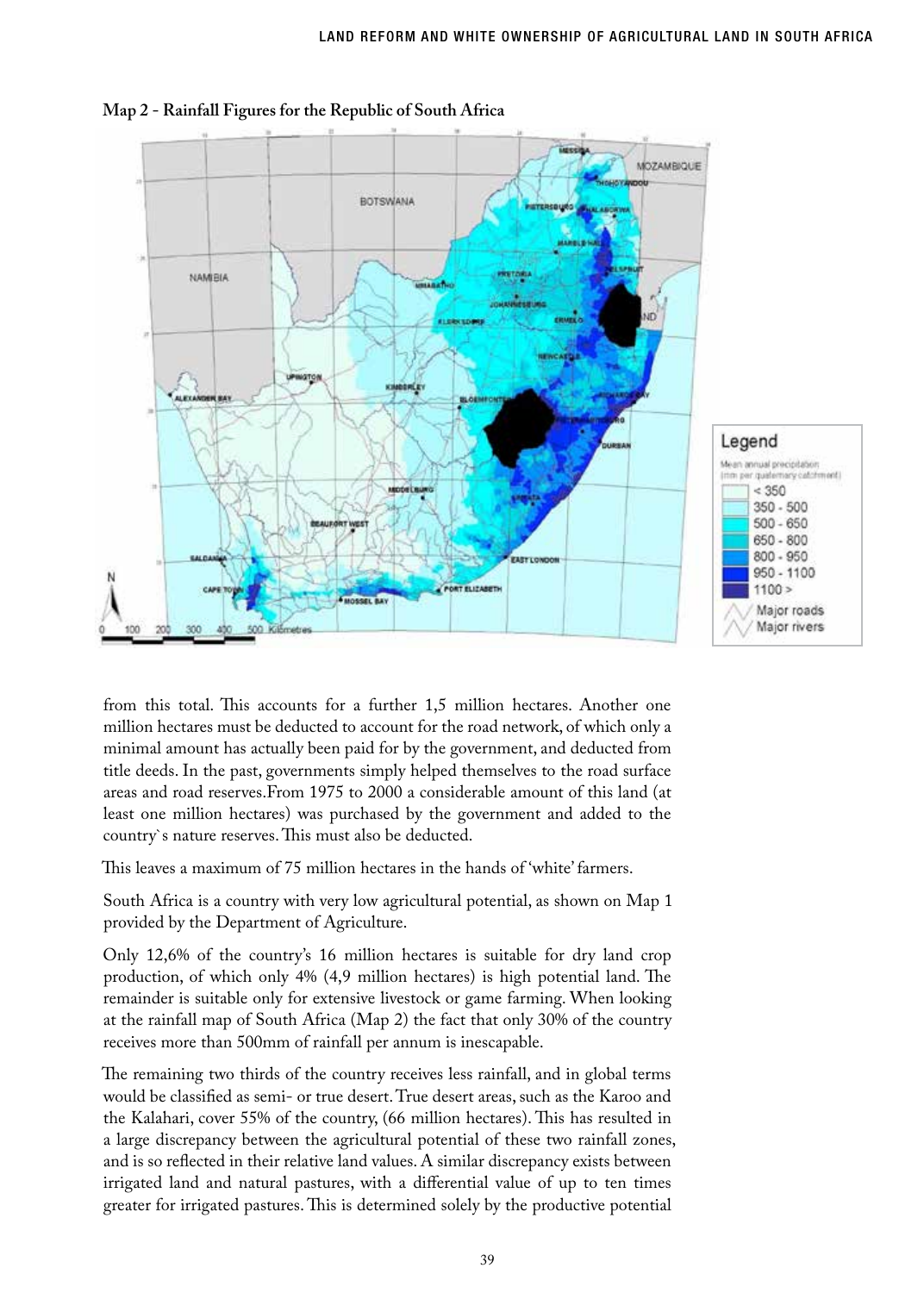**Map 2 - Rainfall Figures for the Republic of South Africa**

from this total. This accounts for a further 1,5 million hectares. Another one million hectares must be deducted to account for the road network, of which only a minimal amount has actually been paid for by the government, and deducted from title deeds. In the past, governments simply helped themselves to the road surface areas and road reserves.From 1975 to 2000 a considerable amount of this land (at least one million hectares) was purchased by the government and added to the country`s nature reserves. This must also be deducted.

This leaves a maximum of 75 million hectares in the hands of 'white' farmers.

South Africa is a country with very low agricultural potential, as shown on Map 1 provided by the Department of Agriculture.

Only 12,6% of the country's 16 million hectares is suitable for dry land crop production, of which only 4% (4,9 million hectares) is high potential land. The remainder is suitable only for extensive livestock or game farming. When looking at the rainfall map of South Africa (Map 2) the fact that only 30% of the country receives more than 500mm of rainfall per annum is inescapable.

The remaining two thirds of the country receives less rainfall, and in global terms would be classified as semi- or true desert. True desert areas, such as the Karoo and the Kalahari, cover 55% of the country, (66 million hectares). This has resulted in a large discrepancy between the agricultural potential of these two rainfall zones, and is so reflected in their relative land values. A similar discrepancy exists between irrigated land and natural pastures, with a differential value of up to ten times greater for irrigated pastures. This is determined solely by the productive potential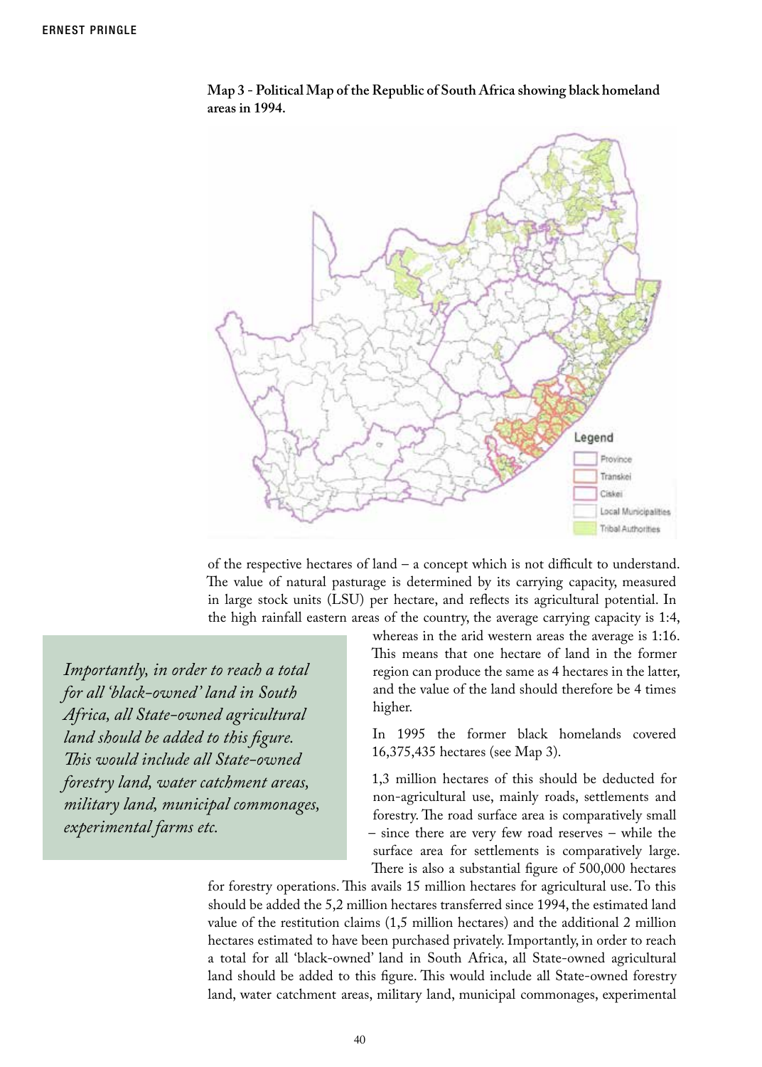**Map 3 - Political Map of the Republic of South Africa showing black homeland areas in 1994.**

of the respective hectares of land – a concept which is not difficult to understand. The value of natural pasturage is determined by its carrying capacity, measured in large stock units (LSU) per hectare, and reflects its agricultural potential. In the high rainfall eastern areas of the country, the average carrying capacity is 1:4, whereas in the arid western areas the average is 1:16. This means that one hectare of land in the former region can produce the same as 4 hectares in the latter, and the value of the land should therefore be 4 times higher.

> *Importantly, in order to reach a total for all 'black-owned' land in South Africa, all State-owned agricultural land should be added to this figure. This would include all State-owned forestry land, water catchment areas, military land, municipal commonages, experimental farms etc.*

In 1995 the former black homelands covered 16,375,435 hectares (see Map 3).

1,3 million hectares of this should be deducted for non-agricultural use, mainly roads, settlements and forestry. The road surface area is comparatively small – since there are very few road reserves – while the surface area for settlements is comparatively large. There is also a substantial figure of 500,000 hectares for forestry operations. This avails 15 million hectares for agricultural use. To this should be added the 5,2 million hectares transferred since 1994, the estimated land value of the restitution claims (1,5 million hectares) and the additional 2 million hectares estimated to have been purchased privately. Importantly, in order to reach a total for all 'black-owned' land in South Africa, all State-owned agricultural land should be added to this figure. This would include all State-owned forestry land, water catchment areas, military land, municipal commonages, experimental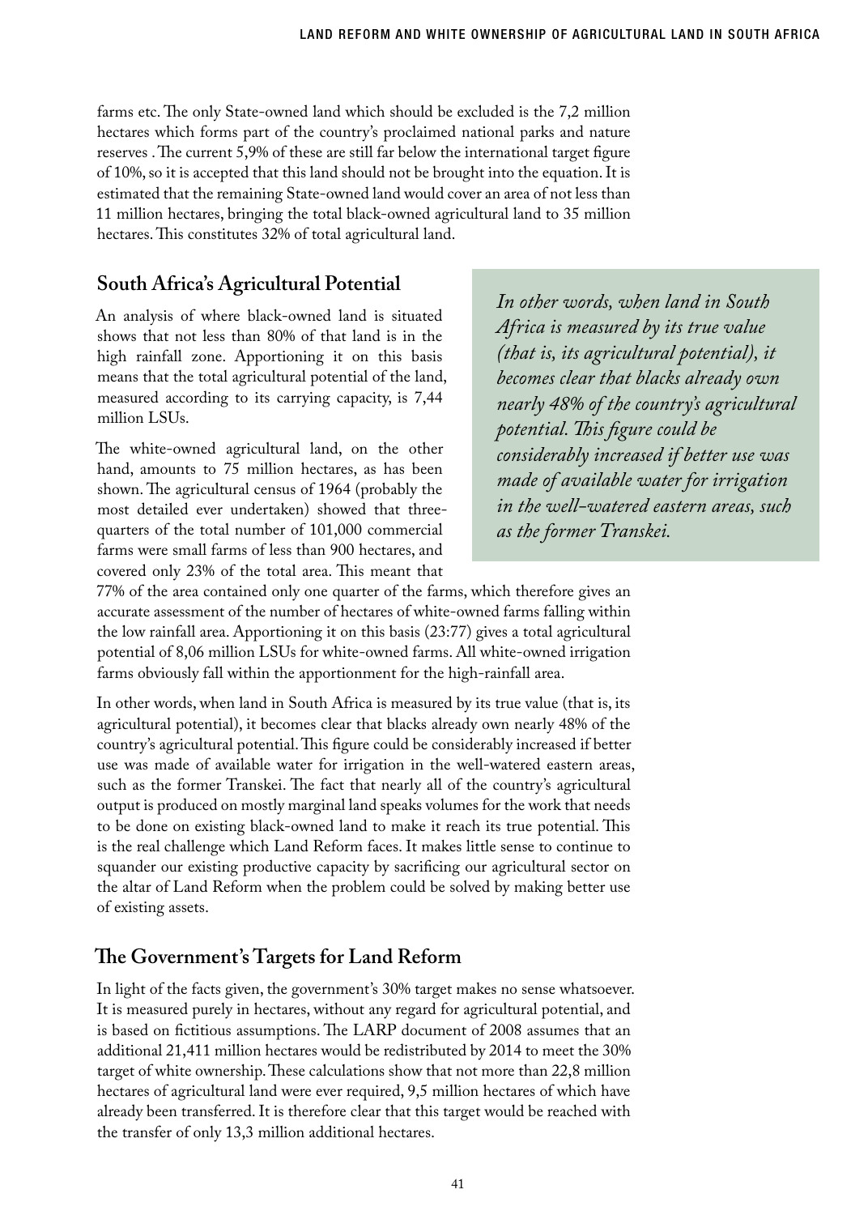farms etc. The only State-owned land which should be excluded is the 7,2 million hectares which forms part of the country's proclaimed national parks and nature reserves . The current 5,9% of these are still far below the international target figure of 10%, so it is accepted that this land should not be brought into the equation. It is estimated that the remaining State-owned land would cover an area of not less than 11 million hectares, bringing the total black-owned agricultural land to 35 million hectares. This constitutes 32% of total agricultural land.

## South Africa's Agricultural Potential

An analysis of where black-owned land is situated shows that not less than 80% of that land is in the high rainfall zone. Apportioning it on this basis means that the total agricultural potential of the land, measured according to its carrying capacity, is 7,44 million LSUs.

The white-owned agricultural land, on the other hand, amounts to 75 million hectares, as has been shown. The agricultural census of 1964 (probably the most detailed ever undertaken) showed that three-quarters of the total number of 101,000 commercial farms were small farms of less than 900 hectares, and covered only 23% of the total area. This meant that 77% of the area contained only one quarter of the farms, which therefore gives an accurate assessment of the number of hectares of white-owned farms falling within the low rainfall area. Apportioning it on this basis (23:77) gives a total agricultural potential of 8,06 million LSUs for white-owned farms. All white-owned irrigation farms obviously fall within the apportionment for the high-rainfall area.

*In other words, when land in South Africa is measured by its true value (that is, its agricultural potential), it becomes clear that blacks already own nearly 48% of the country's agricultural potential. This figure could be considerably increased if better use was made of available water for irrigation in the well-watered eastern areas, such as the former Transkei.*

In other words, when land in South Africa is measured by its true value (that is, its agricultural potential), it becomes clear that blacks already own nearly 48% of the country's agricultural potential. This figure could be considerably increased if better use was made of available water for irrigation in the well-watered eastern areas, such as the former Transkei. The fact that nearly all of the country's agricultural output is produced on mostly marginal land speaks volumes for the work that needs to be done on existing black-owned land to make it reach its true potential. This is the real challenge which Land Reform faces. It makes little sense to continue to squander our existing productive capacity by sacrificing our agricultural sector on the altar of Land Reform when the problem could be solved by making better use of existing assets.

## The Government's Targets for Land Reform

In light of the facts given, the government's 30% target makes no sense whatsoever. It is measured purely in hectares, without any regard for agricultural potential, and is based on fictitious assumptions. The LARP document of 2008 assumes that an additional 21,411 million hectares would be redistributed by 2014 to meet the 30% target of white ownership. These calculations show that not more than 22,8 million hectares of agricultural land were ever required, 9,5 million hectares of which have already been transferred. It is therefore clear that this target would be reached with the transfer of only 13,3 million additional hectares.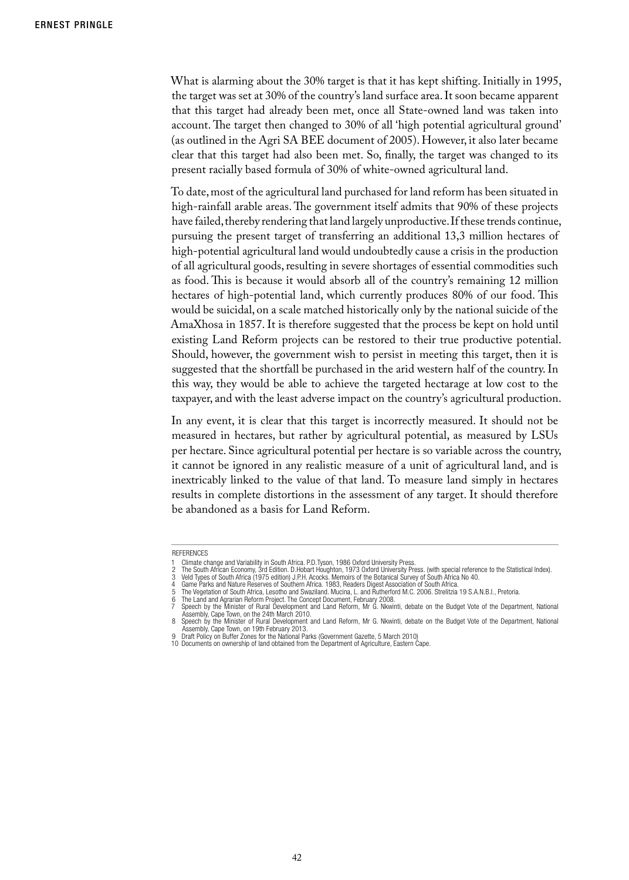What is alarming about the 30% target is that it has kept shifting. Initially in 1995, the target was set at 30% of the country's land surface area. It soon became apparent that this target had already been met, once all State-owned land was taken into account. The target then changed to 30% of all 'high potential agricultural ground' (as outlined in the Agri SA BEE document of 2005). However, it also later became clear that this target had also been met. So, finally, the target was changed to its present racially based formula of 30% of white-owned agricultural land.

To date, most of the agricultural land purchased for land reform has been situated in high-rainfall arable areas. The government itself admits that 90% of these projects have failed, thereby rendering that land largely unproductive. If these trends continue, pursuing the present target of transferring an additional 13,3 million hectares of high-potential agricultural land would undoubtedly cause a crisis in the production of all agricultural goods, resulting in severe shortages of essential commodities such as food. This is because it would absorb all of the country's remaining 12 million hectares of high-potential land, which currently produces 80% of our food. This would be suicidal, on a scale matched historically only by the national suicide of the AmaXhosa in 1857. It is therefore suggested that the process be kept on hold until existing Land Reform projects can be restored to their true productive potential. Should, however, the government wish to persist in meeting this target, then it is suggested that the shortfall be purchased in the arid western half of the country. In this way, they would be able to achieve the targeted hectarage at low cost to the taxpayer, and with the least adverse impact on the country's agricultural production.

In any event, it is clear that this target is incorrectly measured. It should not be measured in hectares, but rather by agricultural potential, as measured by LSUs per hectare. Since agricultural potential per hectare is so variable across the country, it cannot be ignored in any realistic measure of a unit of agricultural land, and is inextricably linked to the value of that land. To measure land simply in hectares results in complete distortions in the assessment of any target. It should therefore be abandoned as a basis for Land Reform.

REFERENCES

1. Climate change and Variability in South Africa. P.D.Tyson, 1986 Oxford University Press.
2. The South African Economy, 3rd Edition. D.Hobart Houghton, 1973 Oxford University Press. (with special reference to the Statistical Index).
3. Veld Types of South Africa (1975 edition) J.P.H. Acocks. Memoirs of the Botanical Survey of South Africa No 40.
4. Game Parks and Nature Reserves of Southern Africa. 1983, Readers Digest Association of South Africa.
5. The Vegetation of South Africa, Lesotho and Swaziland. Mucina, L. and Rutherford M.C. 2006. Strelitzia 19 S.A.N.B.I., Pretoria.
6. The Land and Agrarian Reform Project. The Concept Document, February 2008.
7. Speech by the Minister of Rural Development and Land Reform, Mr G. Nkwinti, debate on the Budget Vote of the Department, National Assembly, Cape Town, on the 24th March 2010.
8. Speech by the Minister of Rural Development and Land Reform, Mr G. Nkwinti, debate on the Budget Vote of the Department, National Assembly, Cape Town, on 19th February 2013.
9. Draft Policy on Buffer Zones for the National Parks (Government Gazette, 5 March 2010)
10. Documents on ownership of land obtained from the Department of Agriculture, Eastern Cape.